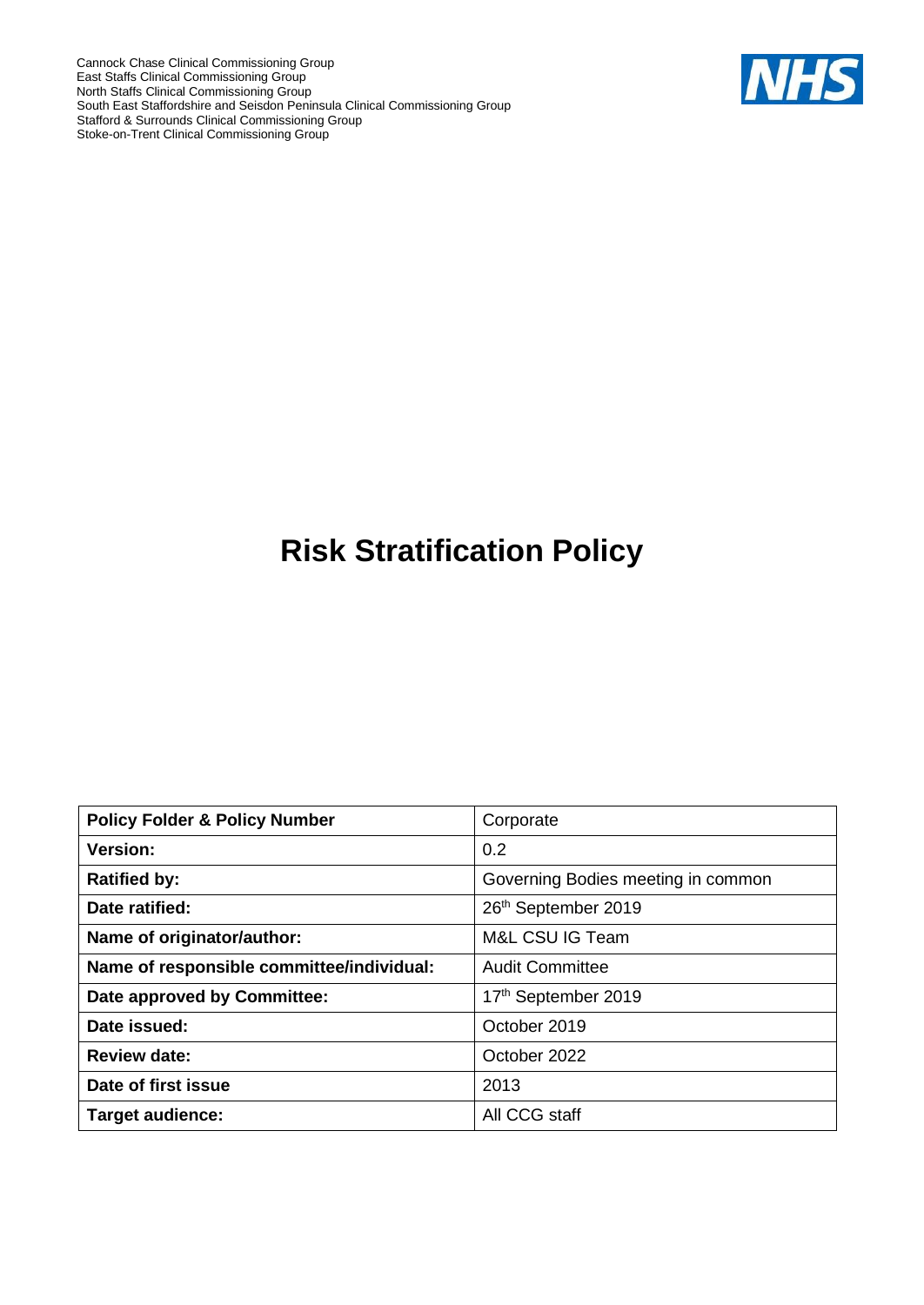Cannock Chase Clinical Commissioning Group
East Staffs Clinical Commissioning Group
North Staffs Clinical Commissioning Group
South East Staffordshire and Seisdon Peninsula Clinical Commissioning Group
Stafford & Surrounds Clinical Commissioning Group
Stoke-on-Trent Clinical Commissioning Group

NHS

# Risk Stratification Policy

| | |
|---|---|
| **Policy Folder & Policy Number** | Corporate |
| **Version:** | 0.2 |
| **Ratified by:** | Governing Bodies meeting in common |
| **Date ratified:** | 26th September 2019 |
| **Name of originator/author:** | M&L CSU IG Team |
| **Name of responsible committee/individual:** | Audit Committee |
| **Date approved by Committee:** | 17th September 2019 |
| **Date issued:** | October 2019 |
| **Review date:** | October 2022 |
| **Date of first issue** | 2013 |
| **Target audience:** | All CCG staff |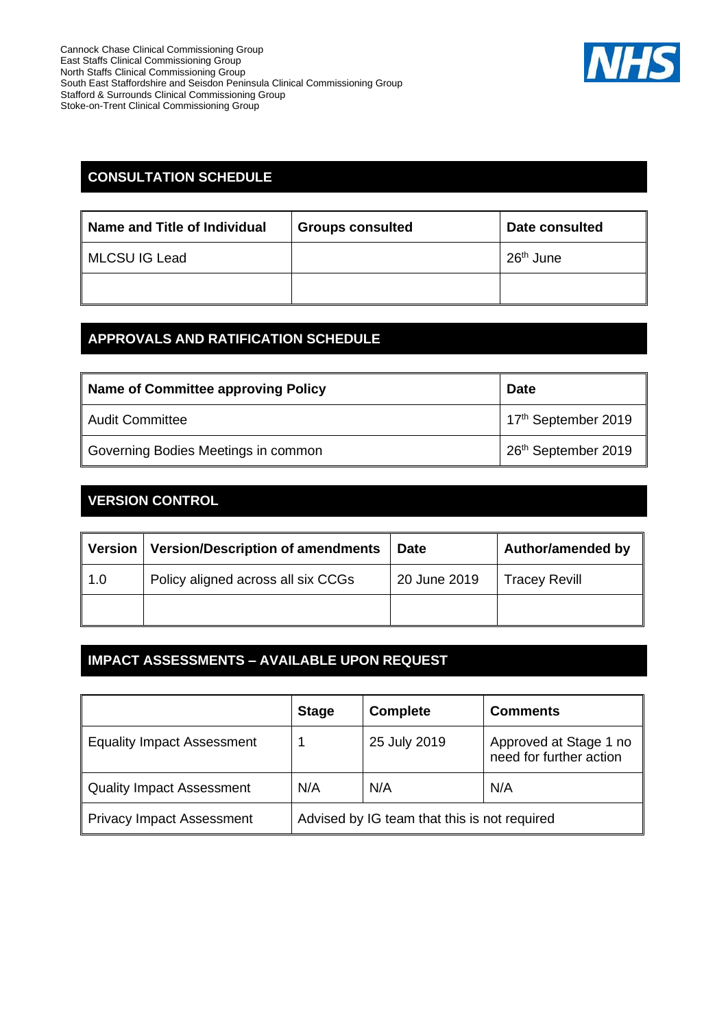Cannock Chase Clinical Commissioning Group
East Staffs Clinical Commissioning Group
North Staffs Clinical Commissioning Group
South East Staffordshire and Seisdon Peninsula Clinical Commissioning Group
Stafford & Surrounds Clinical Commissioning Group
Stoke-on-Trent Clinical Commissioning Group

## CONSULTATION SCHEDULE

| Name and Title of Individual | Groups consulted | Date consulted |
|---|---|---|
| MLCSU IG Lead | | 26th June |
| | | |

## APPROVALS AND RATIFICATION SCHEDULE

| Name of Committee approving Policy | Date |
|---|---|
| Audit Committee | 17th September 2019 |
| Governing Bodies Meetings in common | 26th September 2019 |

## VERSION CONTROL

| Version | Version/Description of amendments | Date | Author/amended by |
|---|---|---|---|
| 1.0 | Policy aligned across all six CCGs | 20 June 2019 | Tracey Revill |
| | | | |

## IMPACT ASSESSMENTS – AVAILABLE UPON REQUEST

| | Stage | Complete | Comments |
|---|---|---|---|
| Equality Impact Assessment | 1 | 25 July 2019 | Approved at Stage 1 no need for further action |
| Quality Impact Assessment | N/A | N/A | N/A |
| Privacy Impact Assessment | Advised by IG team that this is not required | | |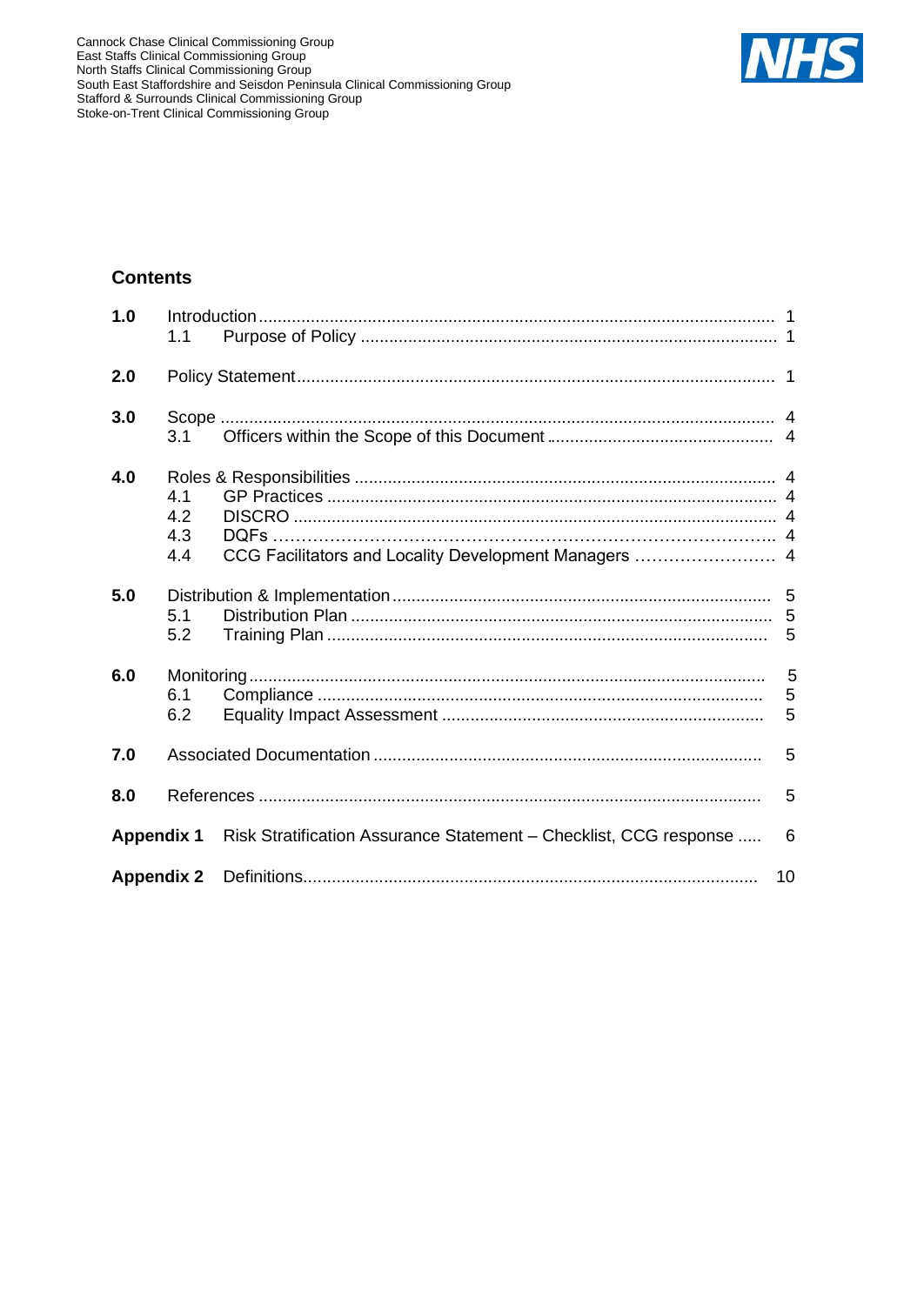Cannock Chase Clinical Commissioning Group
East Staffs Clinical Commissioning Group
North Staffs Clinical Commissioning Group
South East Staffordshire and Seisdon Peninsula Clinical Commissioning Group
Stafford & Surrounds Clinical Commissioning Group
Stoke-on-Trent Clinical Commissioning Group

## Contents

| | | | |
|---|---|---|---|
| **1.0** | Introduction | | 1 |
| | 1.1 | Purpose of Policy | 1 |
| **2.0** | Policy Statement | | 1 |
| **3.0** | Scope | | 4 |
| | 3.1 | Officers within the Scope of this Document | 4 |
| **4.0** | Roles & Responsibilities | | 4 |
| | 4.1 | GP Practices | 4 |
| | 4.2 | DISCRO | 4 |
| | 4.3 | DQFs | 4 |
| | 4.4 | CCG Facilitators and Locality Development Managers | 4 |
| **5.0** | Distribution & Implementation | | 5 |
| | 5.1 | Distribution Plan | 5 |
| | 5.2 | Training Plan | 5 |
| **6.0** | Monitoring | | 5 |
| | 6.1 | Compliance | 5 |
| | 6.2 | Equality Impact Assessment | 5 |
| **7.0** | Associated Documentation | | 5 |
| **8.0** | References | | 5 |
| **Appendix 1** | Risk Stratification Assurance Statement – Checklist, CCG response | | 6 |
| **Appendix 2** | Definitions | | 10 |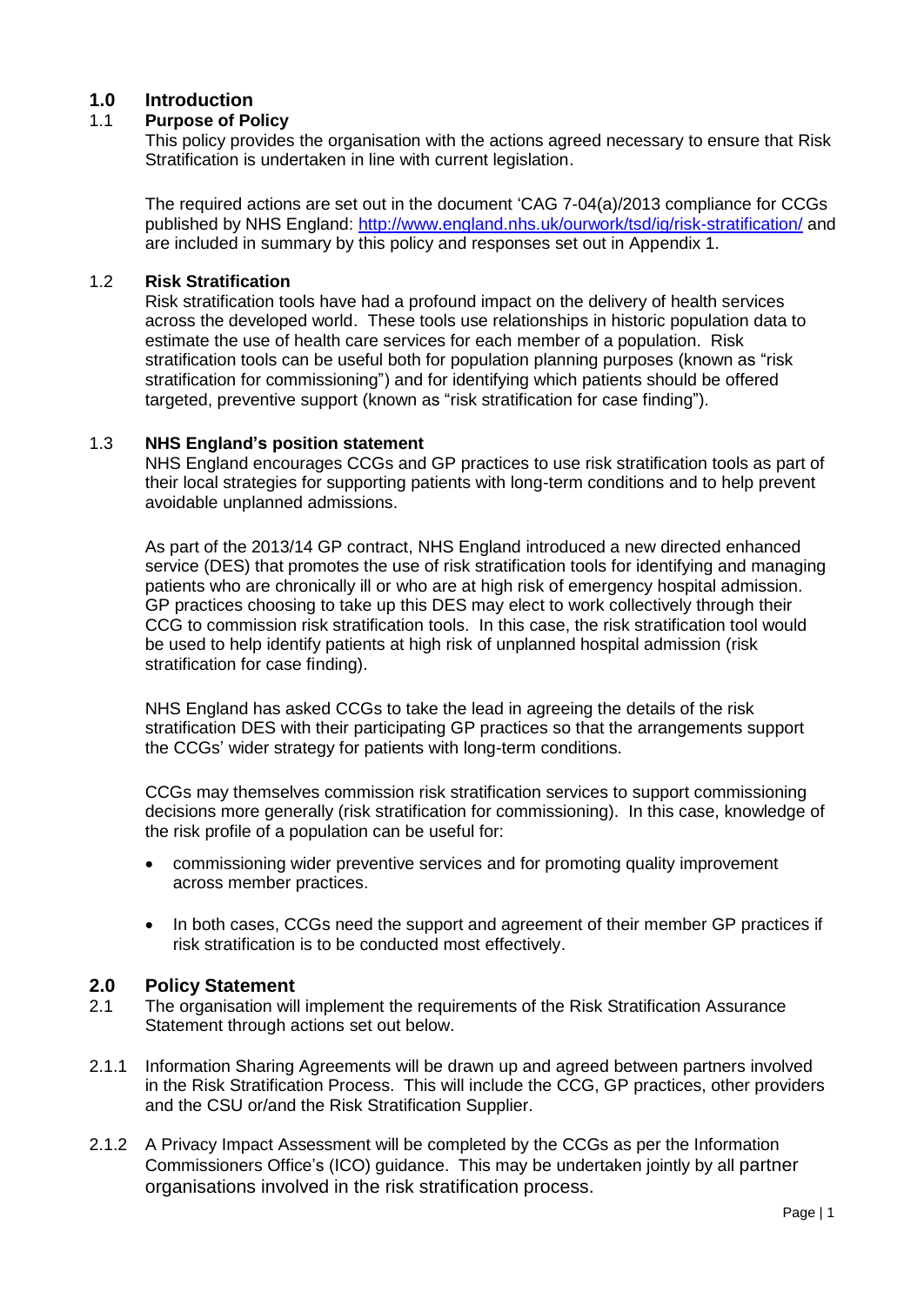# 1.0 Introduction

## 1.1 Purpose of Policy

This policy provides the organisation with the actions agreed necessary to ensure that Risk Stratification is undertaken in line with current legislation.

The required actions are set out in the document 'CAG 7-04(a)/2013 compliance for CCGs published by NHS England: http://www.england.nhs.uk/ourwork/tsd/ig/risk-stratification/ and are included in summary by this policy and responses set out in Appendix 1.

## 1.2 Risk Stratification

Risk stratification tools have had a profound impact on the delivery of health services across the developed world. These tools use relationships in historic population data to estimate the use of health care services for each member of a population. Risk stratification tools can be useful both for population planning purposes (known as "risk stratification for commissioning") and for identifying which patients should be offered targeted, preventive support (known as "risk stratification for case finding").

## 1.3 NHS England's position statement

NHS England encourages CCGs and GP practices to use risk stratification tools as part of their local strategies for supporting patients with long-term conditions and to help prevent avoidable unplanned admissions.

As part of the 2013/14 GP contract, NHS England introduced a new directed enhanced service (DES) that promotes the use of risk stratification tools for identifying and managing patients who are chronically ill or who are at high risk of emergency hospital admission. GP practices choosing to take up this DES may elect to work collectively through their CCG to commission risk stratification tools. In this case, the risk stratification tool would be used to help identify patients at high risk of unplanned hospital admission (risk stratification for case finding).

NHS England has asked CCGs to take the lead in agreeing the details of the risk stratification DES with their participating GP practices so that the arrangements support the CCGs' wider strategy for patients with long-term conditions.

CCGs may themselves commission risk stratification services to support commissioning decisions more generally (risk stratification for commissioning). In this case, knowledge of the risk profile of a population can be useful for:

- commissioning wider preventive services and for promoting quality improvement across member practices.
- In both cases, CCGs need the support and agreement of their member GP practices if risk stratification is to be conducted most effectively.

# 2.0 Policy Statement

2.1 The organisation will implement the requirements of the Risk Stratification Assurance Statement through actions set out below.

2.1.1 Information Sharing Agreements will be drawn up and agreed between partners involved in the Risk Stratification Process. This will include the CCG, GP practices, other providers and the CSU or/and the Risk Stratification Supplier.

2.1.2 A Privacy Impact Assessment will be completed by the CCGs as per the Information Commissioners Office's (ICO) guidance. This may be undertaken jointly by all partner organisations involved in the risk stratification process.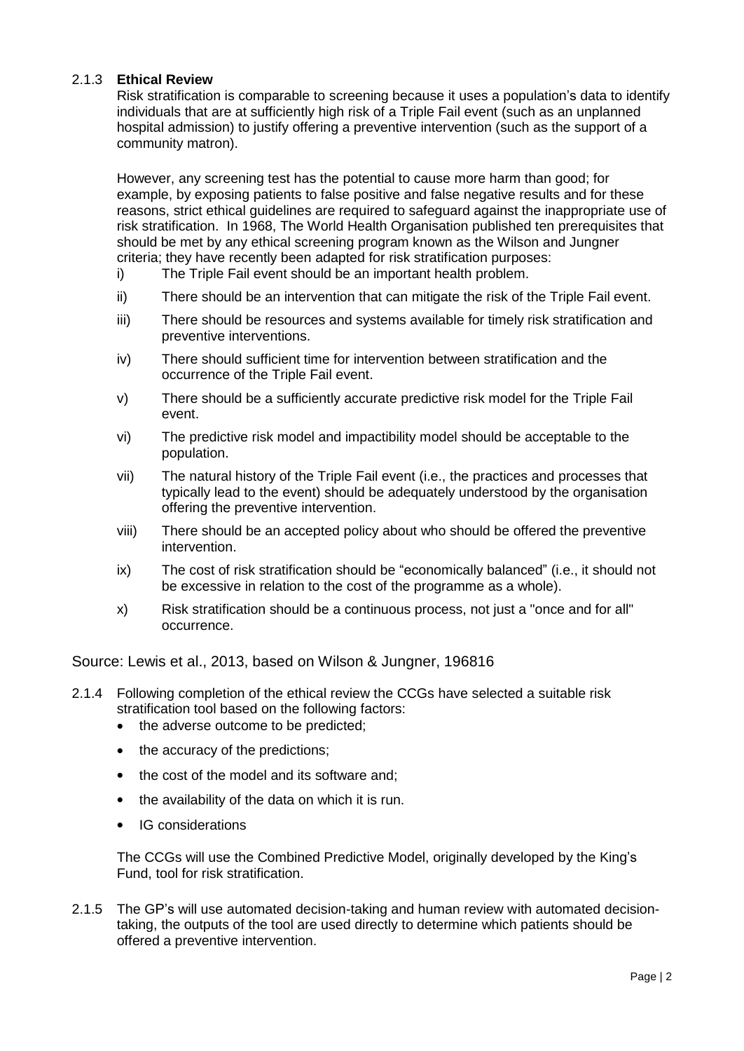### 2.1.3 **Ethical Review**

Risk stratification is comparable to screening because it uses a population's data to identify individuals that are at sufficiently high risk of a Triple Fail event (such as an unplanned hospital admission) to justify offering a preventive intervention (such as the support of a community matron).

However, any screening test has the potential to cause more harm than good; for example, by exposing patients to false positive and false negative results and for these reasons, strict ethical guidelines are required to safeguard against the inappropriate use of risk stratification. In 1968, The World Health Organisation published ten prerequisites that should be met by any ethical screening program known as the Wilson and Jungner criteria; they have recently been adapted for risk stratification purposes:

i) The Triple Fail event should be an important health problem.

ii) There should be an intervention that can mitigate the risk of the Triple Fail event.

iii) There should be resources and systems available for timely risk stratification and preventive interventions.

iv) There should sufficient time for intervention between stratification and the occurrence of the Triple Fail event.

v) There should be a sufficiently accurate predictive risk model for the Triple Fail event.

vi) The predictive risk model and impactibility model should be acceptable to the population.

vii) The natural history of the Triple Fail event (i.e., the practices and processes that typically lead to the event) should be adequately understood by the organisation offering the preventive intervention.

viii) There should be an accepted policy about who should be offered the preventive intervention.

ix) The cost of risk stratification should be "economically balanced" (i.e., it should not be excessive in relation to the cost of the programme as a whole).

x) Risk stratification should be a continuous process, not just a "once and for all" occurrence.

Source: Lewis et al., 2013, based on Wilson & Jungner, 196816

2.1.4 Following completion of the ethical review the CCGs have selected a suitable risk stratification tool based on the following factors:

- the adverse outcome to be predicted;
- the accuracy of the predictions;
- the cost of the model and its software and;
- the availability of the data on which it is run.
- IG considerations

The CCGs will use the Combined Predictive Model, originally developed by the King's Fund, tool for risk stratification.

2.1.5 The GP's will use automated decision-taking and human review with automated decision-taking, the outputs of the tool are used directly to determine which patients should be offered a preventive intervention.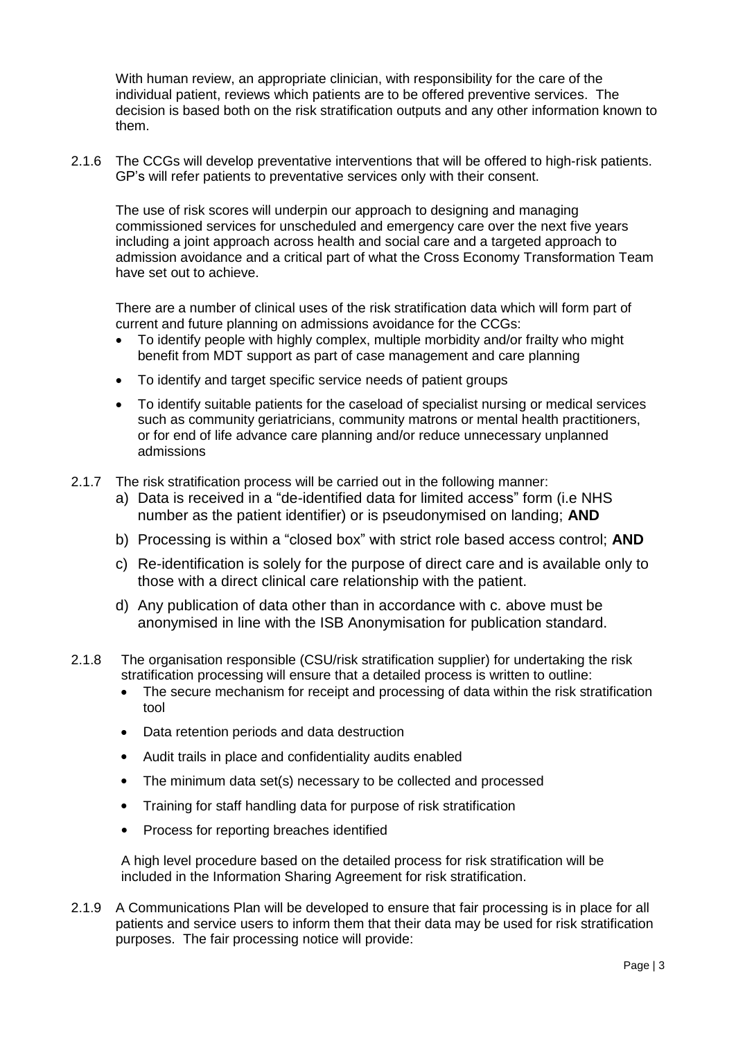With human review, an appropriate clinician, with responsibility for the care of the individual patient, reviews which patients are to be offered preventive services. The decision is based both on the risk stratification outputs and any other information known to them.

2.1.6 The CCGs will develop preventative interventions that will be offered to high-risk patients. GP's will refer patients to preventative services only with their consent.

The use of risk scores will underpin our approach to designing and managing commissioned services for unscheduled and emergency care over the next five years including a joint approach across health and social care and a targeted approach to admission avoidance and a critical part of what the Cross Economy Transformation Team have set out to achieve.

There are a number of clinical uses of the risk stratification data which will form part of current and future planning on admissions avoidance for the CCGs:

- To identify people with highly complex, multiple morbidity and/or frailty who might benefit from MDT support as part of case management and care planning
- To identify and target specific service needs of patient groups
- To identify suitable patients for the caseload of specialist nursing or medical services such as community geriatricians, community matrons or mental health practitioners, or for end of life advance care planning and/or reduce unnecessary unplanned admissions

2.1.7 The risk stratification process will be carried out in the following manner:

a) Data is received in a "de-identified data for limited access" form (i.e NHS number as the patient identifier) or is pseudonymised on landing; **AND**

b) Processing is within a "closed box" with strict role based access control; **AND**

c) Re-identification is solely for the purpose of direct care and is available only to those with a direct clinical care relationship with the patient.

d) Any publication of data other than in accordance with c. above must be anonymised in line with the ISB Anonymisation for publication standard.

2.1.8 The organisation responsible (CSU/risk stratification supplier) for undertaking the risk stratification processing will ensure that a detailed process is written to outline:

- The secure mechanism for receipt and processing of data within the risk stratification tool
- Data retention periods and data destruction
- Audit trails in place and confidentiality audits enabled
- The minimum data set(s) necessary to be collected and processed
- Training for staff handling data for purpose of risk stratification
- Process for reporting breaches identified

A high level procedure based on the detailed process for risk stratification will be included in the Information Sharing Agreement for risk stratification.

2.1.9 A Communications Plan will be developed to ensure that fair processing is in place for all patients and service users to inform them that their data may be used for risk stratification purposes. The fair processing notice will provide: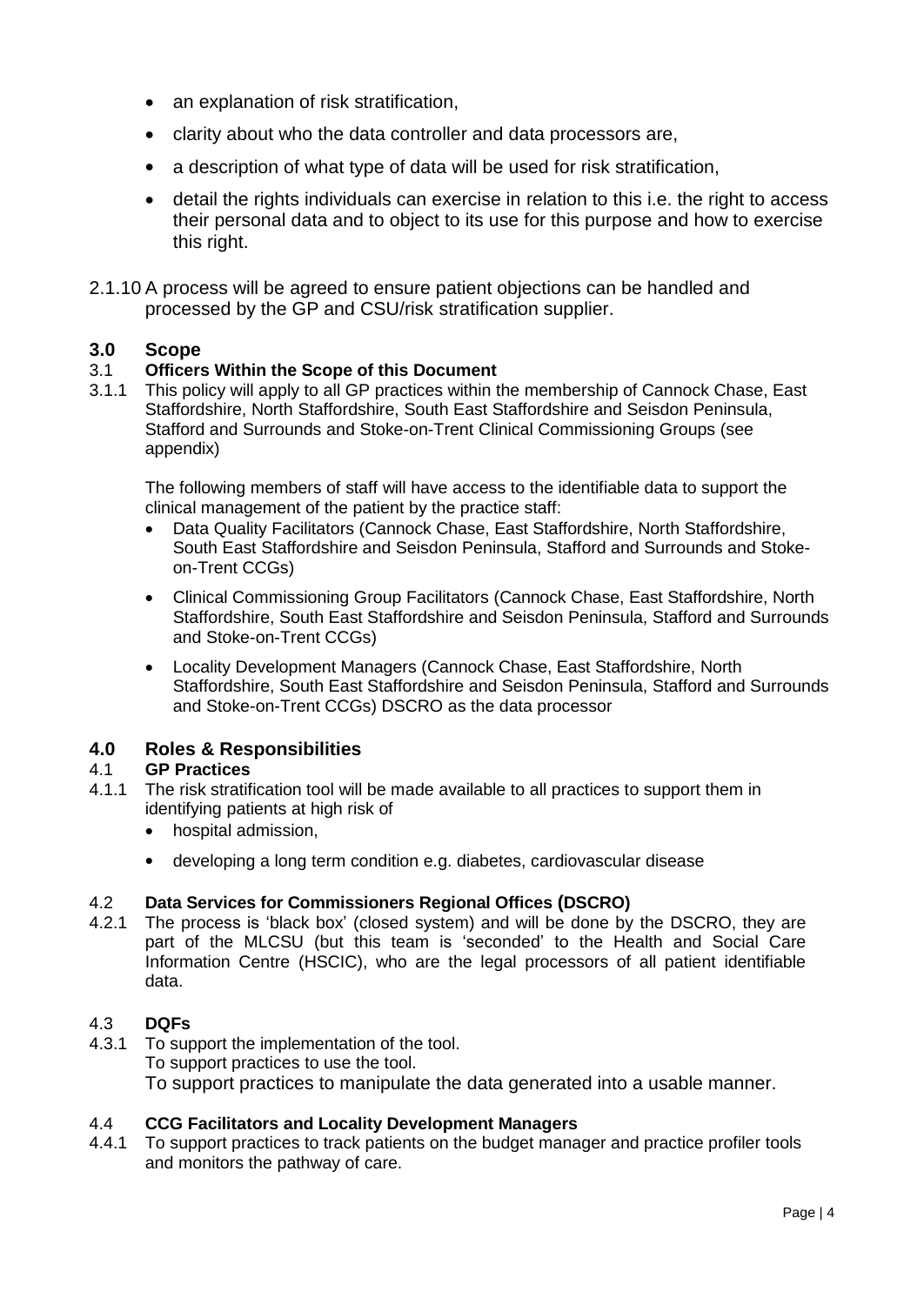- an explanation of risk stratification,
- clarity about who the data controller and data processors are,
- a description of what type of data will be used for risk stratification,
- detail the rights individuals can exercise in relation to this i.e. the right to access their personal data and to object to its use for this purpose and how to exercise this right.

2.1.10 A process will be agreed to ensure patient objections can be handled and processed by the GP and CSU/risk stratification supplier.

## 3.0 Scope

### 3.1 Officers Within the Scope of this Document

3.1.1 This policy will apply to all GP practices within the membership of Cannock Chase, East Staffordshire, North Staffordshire, South East Staffordshire and Seisdon Peninsula, Stafford and Surrounds and Stoke-on-Trent Clinical Commissioning Groups (see appendix)

The following members of staff will have access to the identifiable data to support the clinical management of the patient by the practice staff:

- Data Quality Facilitators (Cannock Chase, East Staffordshire, North Staffordshire, South East Staffordshire and Seisdon Peninsula, Stafford and Surrounds and Stoke-on-Trent CCGs)
- Clinical Commissioning Group Facilitators (Cannock Chase, East Staffordshire, North Staffordshire, South East Staffordshire and Seisdon Peninsula, Stafford and Surrounds and Stoke-on-Trent CCGs)
- Locality Development Managers (Cannock Chase, East Staffordshire, North Staffordshire, South East Staffordshire and Seisdon Peninsula, Stafford and Surrounds and Stoke-on-Trent CCGs) DSCRO as the data processor

## 4.0 Roles & Responsibilities

### 4.1 GP Practices

4.1.1 The risk stratification tool will be made available to all practices to support them in identifying patients at high risk of

- hospital admission,
- developing a long term condition e.g. diabetes, cardiovascular disease

### 4.2 Data Services for Commissioners Regional Offices (DSCRO)

4.2.1 The process is 'black box' (closed system) and will be done by the DSCRO, they are part of the MLCSU (but this team is 'seconded' to the Health and Social Care Information Centre (HSCIC), who are the legal processors of all patient identifiable data.

### 4.3 DQFs

4.3.1 To support the implementation of the tool.
To support practices to use the tool.
To support practices to manipulate the data generated into a usable manner.

### 4.4 CCG Facilitators and Locality Development Managers

4.4.1 To support practices to track patients on the budget manager and practice profiler tools and monitors the pathway of care.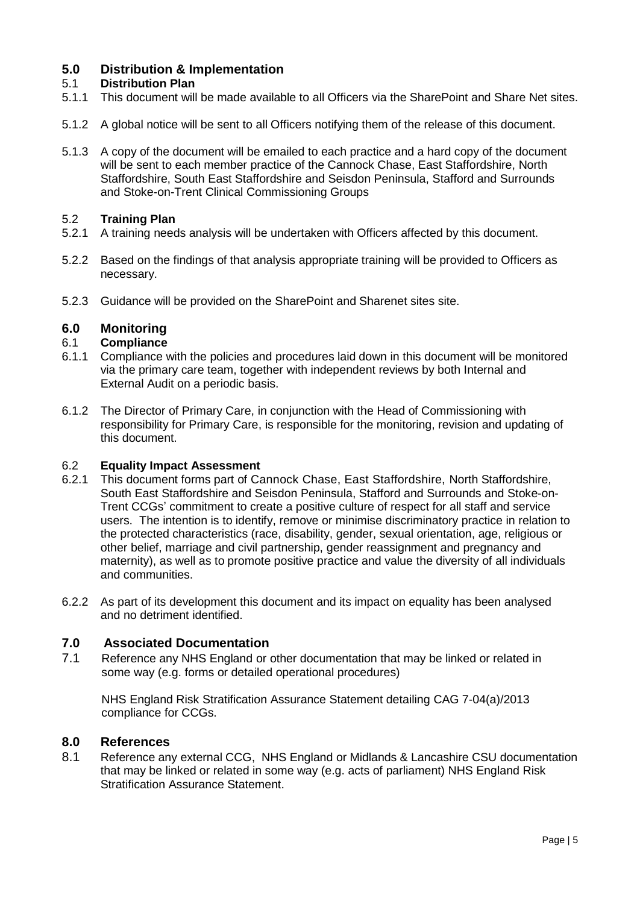## 5.0 Distribution & Implementation

### 5.1 Distribution Plan

5.1.1 This document will be made available to all Officers via the SharePoint and Share Net sites.

5.1.2 A global notice will be sent to all Officers notifying them of the release of this document.

5.1.3 A copy of the document will be emailed to each practice and a hard copy of the document will be sent to each member practice of the Cannock Chase, East Staffordshire, North Staffordshire, South East Staffordshire and Seisdon Peninsula, Stafford and Surrounds and Stoke-on-Trent Clinical Commissioning Groups

### 5.2 Training Plan

5.2.1 A training needs analysis will be undertaken with Officers affected by this document.

5.2.2 Based on the findings of that analysis appropriate training will be provided to Officers as necessary.

5.2.3 Guidance will be provided on the SharePoint and Sharenet sites site.

## 6.0 Monitoring

### 6.1 Compliance

6.1.1 Compliance with the policies and procedures laid down in this document will be monitored via the primary care team, together with independent reviews by both Internal and External Audit on a periodic basis.

6.1.2 The Director of Primary Care, in conjunction with the Head of Commissioning with responsibility for Primary Care, is responsible for the monitoring, revision and updating of this document.

### 6.2 Equality Impact Assessment

6.2.1 This document forms part of Cannock Chase, East Staffordshire, North Staffordshire, South East Staffordshire and Seisdon Peninsula, Stafford and Surrounds and Stoke-on-Trent CCGs' commitment to create a positive culture of respect for all staff and service users. The intention is to identify, remove or minimise discriminatory practice in relation to the protected characteristics (race, disability, gender, sexual orientation, age, religious or other belief, marriage and civil partnership, gender reassignment and pregnancy and maternity), as well as to promote positive practice and value the diversity of all individuals and communities.

6.2.2 As part of its development this document and its impact on equality has been analysed and no detriment identified.

## 7.0 Associated Documentation

7.1 Reference any NHS England or other documentation that may be linked or related in some way (e.g. forms or detailed operational procedures)

NHS England Risk Stratification Assurance Statement detailing CAG 7-04(a)/2013 compliance for CCGs.

## 8.0 References

8.1 Reference any external CCG, NHS England or Midlands & Lancashire CSU documentation that may be linked or related in some way (e.g. acts of parliament) NHS England Risk Stratification Assurance Statement.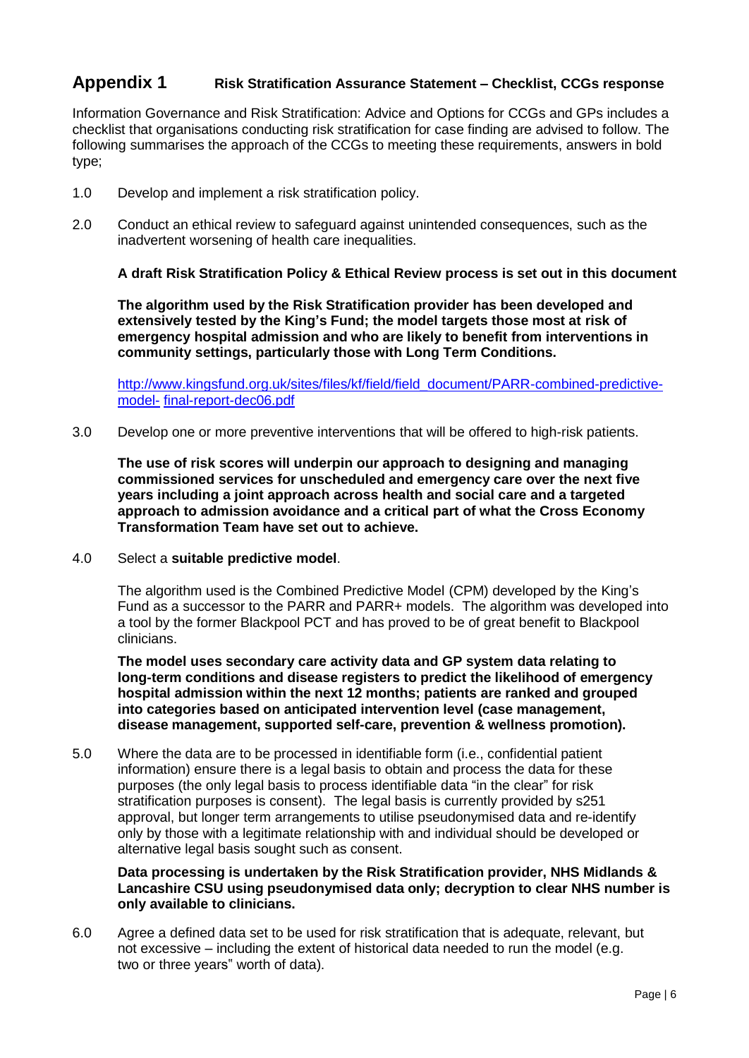## Appendix 1 Risk Stratification Assurance Statement – Checklist, CCGs response

Information Governance and Risk Stratification: Advice and Options for CCGs and GPs includes a checklist that organisations conducting risk stratification for case finding are advised to follow. The following summarises the approach of the CCGs to meeting these requirements, answers in bold type;

1.0 Develop and implement a risk stratification policy.

2.0 Conduct an ethical review to safeguard against unintended consequences, such as the inadvertent worsening of health care inequalities.

**A draft Risk Stratification Policy & Ethical Review process is set out in this document**

**The algorithm used by the Risk Stratification provider has been developed and extensively tested by the King's Fund; the model targets those most at risk of emergency hospital admission and who are likely to benefit from interventions in community settings, particularly those with Long Term Conditions.**

[http://www.kingsfund.org.uk/sites/files/kf/field/field_document/PARR-combined-predictive-model- final-report-dec06.pdf](http://www.kingsfund.org.uk/sites/files/kf/field/field_document/PARR-combined-predictive-model-final-report-dec06.pdf)

3.0 Develop one or more preventive interventions that will be offered to high-risk patients.

**The use of risk scores will underpin our approach to designing and managing commissioned services for unscheduled and emergency care over the next five years including a joint approach across health and social care and a targeted approach to admission avoidance and a critical part of what the Cross Economy Transformation Team have set out to achieve.**

4.0 Select a **suitable predictive model**.

The algorithm used is the Combined Predictive Model (CPM) developed by the King's Fund as a successor to the PARR and PARR+ models. The algorithm was developed into a tool by the former Blackpool PCT and has proved to be of great benefit to Blackpool clinicians.

**The model uses secondary care activity data and GP system data relating to long-term conditions and disease registers to predict the likelihood of emergency hospital admission within the next 12 months; patients are ranked and grouped into categories based on anticipated intervention level (case management, disease management, supported self-care, prevention & wellness promotion).**

5.0 Where the data are to be processed in identifiable form (i.e., confidential patient information) ensure there is a legal basis to obtain and process the data for these purposes (the only legal basis to process identifiable data "in the clear" for risk stratification purposes is consent). The legal basis is currently provided by s251 approval, but longer term arrangements to utilise pseudonymised data and re-identify only by those with a legitimate relationship with and individual should be developed or alternative legal basis sought such as consent.

**Data processing is undertaken by the Risk Stratification provider, NHS Midlands & Lancashire CSU using pseudonymised data only; decryption to clear NHS number is only available to clinicians.**

6.0 Agree a defined data set to be used for risk stratification that is adequate, relevant, but not excessive – including the extent of historical data needed to run the model (e.g. two or three years" worth of data).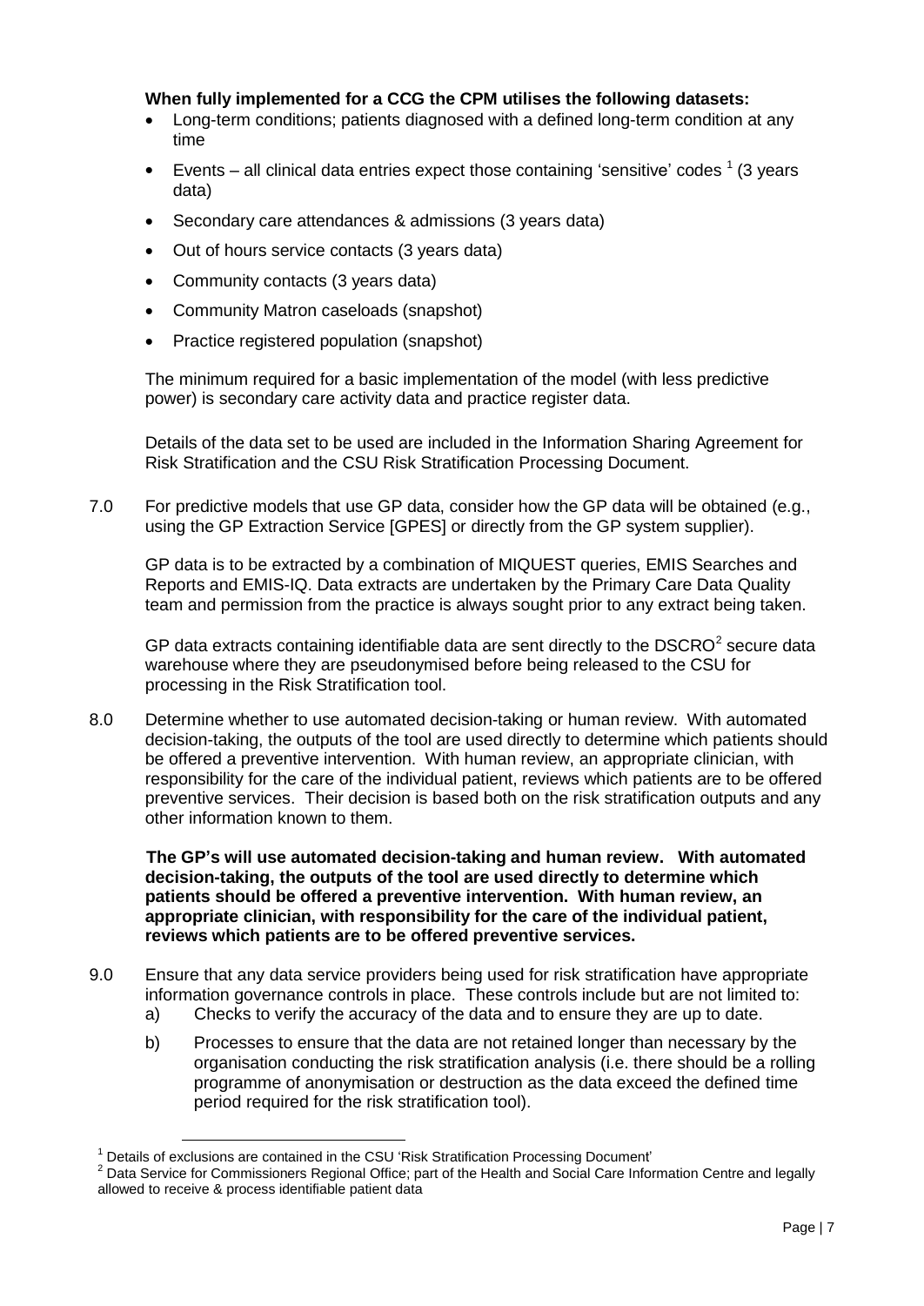**When fully implemented for a CCG the CPM utilises the following datasets:**

- Long-term conditions; patients diagnosed with a defined long-term condition at any time
- Events – all clinical data entries expect those containing 'sensitive' codes [1] (3 years data)
- Secondary care attendances & admissions (3 years data)
- Out of hours service contacts (3 years data)
- Community contacts (3 years data)
- Community Matron caseloads (snapshot)
- Practice registered population (snapshot)

The minimum required for a basic implementation of the model (with less predictive power) is secondary care activity data and practice register data.

Details of the data set to be used are included in the Information Sharing Agreement for Risk Stratification and the CSU Risk Stratification Processing Document.

7.0 For predictive models that use GP data, consider how the GP data will be obtained (e.g., using the GP Extraction Service [GPES] or directly from the GP system supplier).

GP data is to be extracted by a combination of MIQUEST queries, EMIS Searches and Reports and EMIS-IQ. Data extracts are undertaken by the Primary Care Data Quality team and permission from the practice is always sought prior to any extract being taken.

GP data extracts containing identifiable data are sent directly to the DSCRO[2] secure data warehouse where they are pseudonymised before being released to the CSU for processing in the Risk Stratification tool.

8.0 Determine whether to use automated decision-taking or human review. With automated decision-taking, the outputs of the tool are used directly to determine which patients should be offered a preventive intervention. With human review, an appropriate clinician, with responsibility for the care of the individual patient, reviews which patients are to be offered preventive services. Their decision is based both on the risk stratification outputs and any other information known to them.

**The GP's will use automated decision-taking and human review. With automated decision-taking, the outputs of the tool are used directly to determine which patients should be offered a preventive intervention. With human review, an appropriate clinician, with responsibility for the care of the individual patient, reviews which patients are to be offered preventive services.**

9.0 Ensure that any data service providers being used for risk stratification have appropriate information governance controls in place. These controls include but are not limited to:

a) Checks to verify the accuracy of the data and to ensure they are up to date.

b) Processes to ensure that the data are not retained longer than necessary by the organisation conducting the risk stratification analysis (i.e. there should be a rolling programme of anonymisation or destruction as the data exceed the defined time period required for the risk stratification tool).

---

[1] Details of exclusions are contained in the CSU 'Risk Stratification Processing Document'

[2] Data Service for Commissioners Regional Office; part of the Health and Social Care Information Centre and legally allowed to receive & process identifiable patient data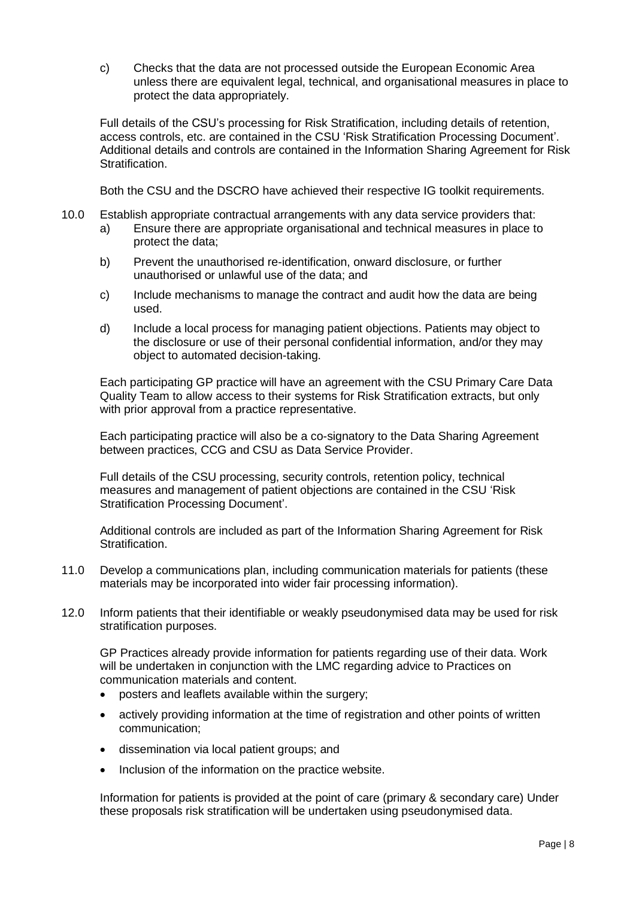c) Checks that the data are not processed outside the European Economic Area unless there are equivalent legal, technical, and organisational measures in place to protect the data appropriately.

Full details of the CSU's processing for Risk Stratification, including details of retention, access controls, etc. are contained in the CSU 'Risk Stratification Processing Document'. Additional details and controls are contained in the Information Sharing Agreement for Risk Stratification.

Both the CSU and the DSCRO have achieved their respective IG toolkit requirements.

10.0 Establish appropriate contractual arrangements with any data service providers that:

a) Ensure there are appropriate organisational and technical measures in place to protect the data;

b) Prevent the unauthorised re-identification, onward disclosure, or further unauthorised or unlawful use of the data; and

c) Include mechanisms to manage the contract and audit how the data are being used.

d) Include a local process for managing patient objections. Patients may object to the disclosure or use of their personal confidential information, and/or they may object to automated decision-taking.

Each participating GP practice will have an agreement with the CSU Primary Care Data Quality Team to allow access to their systems for Risk Stratification extracts, but only with prior approval from a practice representative.

Each participating practice will also be a co-signatory to the Data Sharing Agreement between practices, CCG and CSU as Data Service Provider.

Full details of the CSU processing, security controls, retention policy, technical measures and management of patient objections are contained in the CSU 'Risk Stratification Processing Document'.

Additional controls are included as part of the Information Sharing Agreement for Risk Stratification.

11.0 Develop a communications plan, including communication materials for patients (these materials may be incorporated into wider fair processing information).

12.0 Inform patients that their identifiable or weakly pseudonymised data may be used for risk stratification purposes.

GP Practices already provide information for patients regarding use of their data. Work will be undertaken in conjunction with the LMC regarding advice to Practices on communication materials and content.

- posters and leaflets available within the surgery;
- actively providing information at the time of registration and other points of written communication;
- dissemination via local patient groups; and
- Inclusion of the information on the practice website.

Information for patients is provided at the point of care (primary & secondary care) Under these proposals risk stratification will be undertaken using pseudonymised data.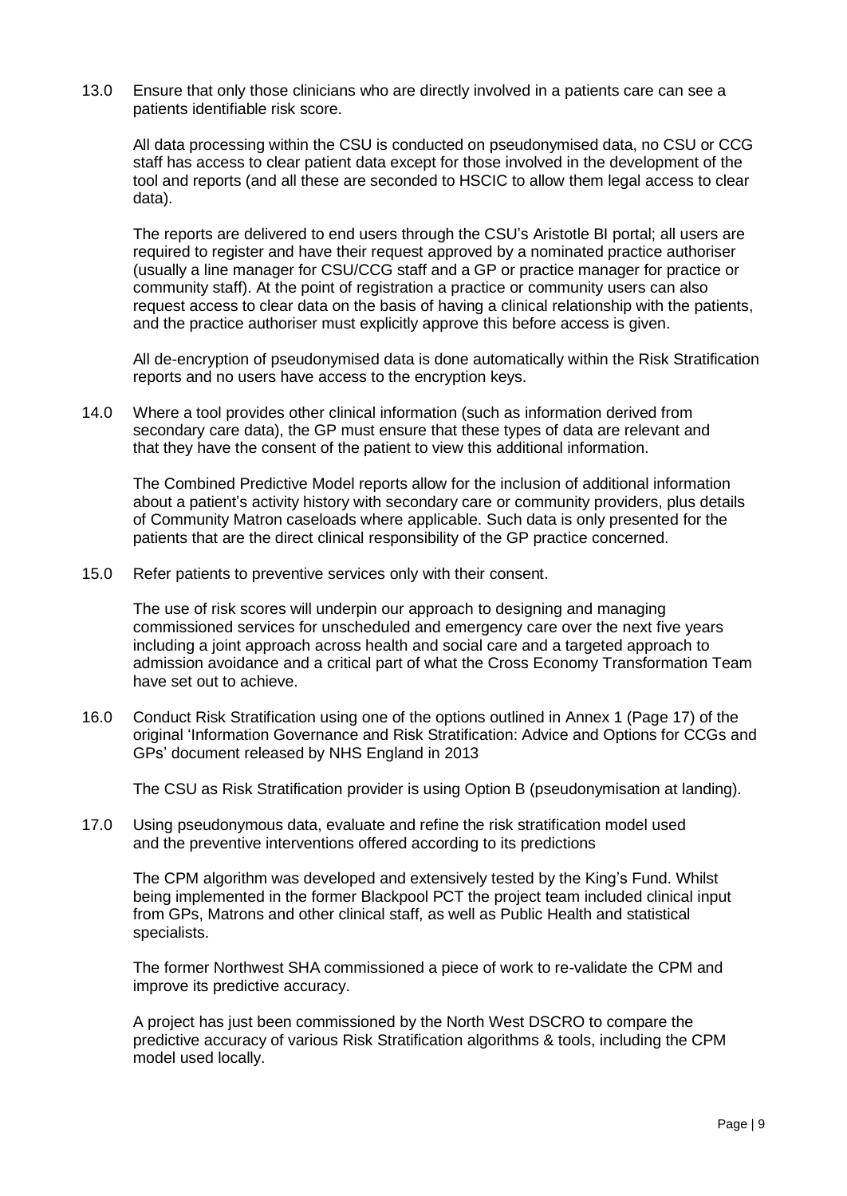13.0 Ensure that only those clinicians who are directly involved in a patients care can see a patients identifiable risk score.

All data processing within the CSU is conducted on pseudonymised data, no CSU or CCG staff has access to clear patient data except for those involved in the development of the tool and reports (and all these are seconded to HSCIC to allow them legal access to clear data).

The reports are delivered to end users through the CSU's Aristotle BI portal; all users are required to register and have their request approved by a nominated practice authoriser (usually a line manager for CSU/CCG staff and a GP or practice manager for practice or community staff). At the point of registration a practice or community users can also request access to clear data on the basis of having a clinical relationship with the patients, and the practice authoriser must explicitly approve this before access is given.

All de-encryption of pseudonymised data is done automatically within the Risk Stratification reports and no users have access to the encryption keys.

14.0 Where a tool provides other clinical information (such as information derived from secondary care data), the GP must ensure that these types of data are relevant and that they have the consent of the patient to view this additional information.

The Combined Predictive Model reports allow for the inclusion of additional information about a patient's activity history with secondary care or community providers, plus details of Community Matron caseloads where applicable. Such data is only presented for the patients that are the direct clinical responsibility of the GP practice concerned.

15.0 Refer patients to preventive services only with their consent.

The use of risk scores will underpin our approach to designing and managing commissioned services for unscheduled and emergency care over the next five years including a joint approach across health and social care and a targeted approach to admission avoidance and a critical part of what the Cross Economy Transformation Team have set out to achieve.

16.0 Conduct Risk Stratification using one of the options outlined in Annex 1 (Page 17) of the original 'Information Governance and Risk Stratification: Advice and Options for CCGs and GPs' document released by NHS England in 2013

The CSU as Risk Stratification provider is using Option B (pseudonymisation at landing).

17.0 Using pseudonymous data, evaluate and refine the risk stratification model used and the preventive interventions offered according to its predictions

The CPM algorithm was developed and extensively tested by the King's Fund. Whilst being implemented in the former Blackpool PCT the project team included clinical input from GPs, Matrons and other clinical staff, as well as Public Health and statistical specialists.

The former Northwest SHA commissioned a piece of work to re-validate the CPM and improve its predictive accuracy.

A project has just been commissioned by the North West DSCRO to compare the predictive accuracy of various Risk Stratification algorithms & tools, including the CPM model used locally.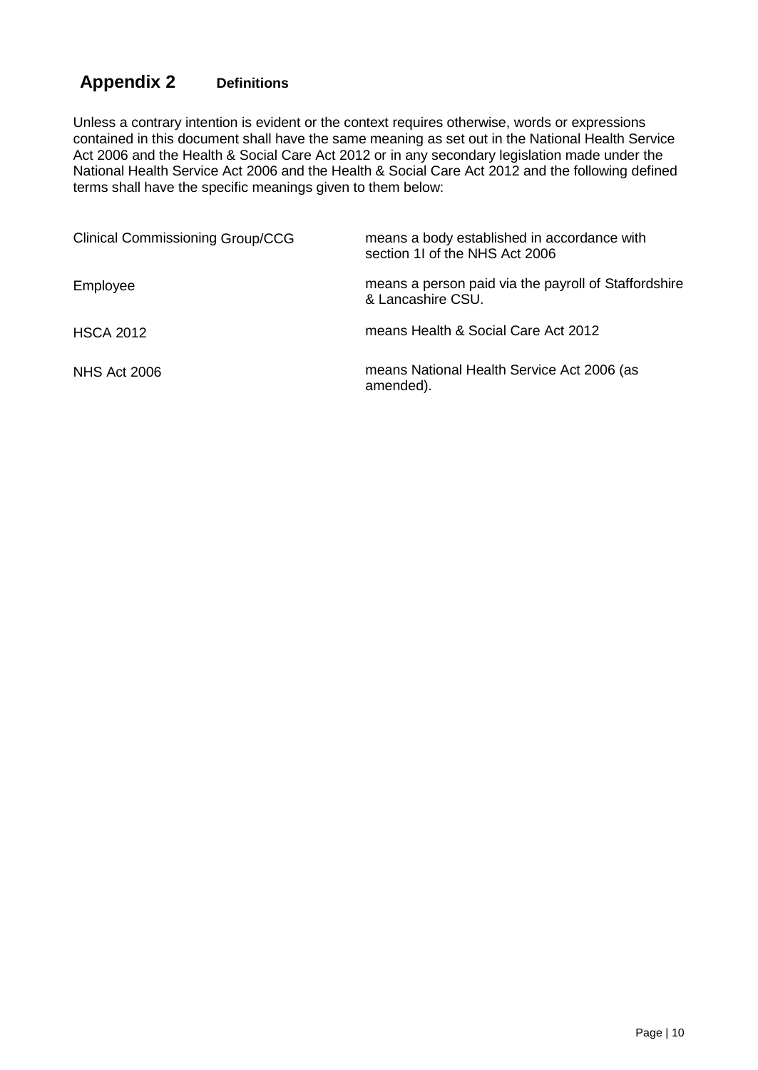## Appendix 2 Definitions

Unless a contrary intention is evident or the context requires otherwise, words or expressions contained in this document shall have the same meaning as set out in the National Health Service Act 2006 and the Health & Social Care Act 2012 or in any secondary legislation made under the National Health Service Act 2006 and the Health & Social Care Act 2012 and the following defined terms shall have the specific meanings given to them below:

| | |
|---|---|
| Clinical Commissioning Group/CCG | means a body established in accordance with section 1I of the NHS Act 2006 |
| Employee | means a person paid via the payroll of Staffordshire & Lancashire CSU. |
| HSCA 2012 | means Health & Social Care Act 2012 |
| NHS Act 2006 | means National Health Service Act 2006 (as amended). |